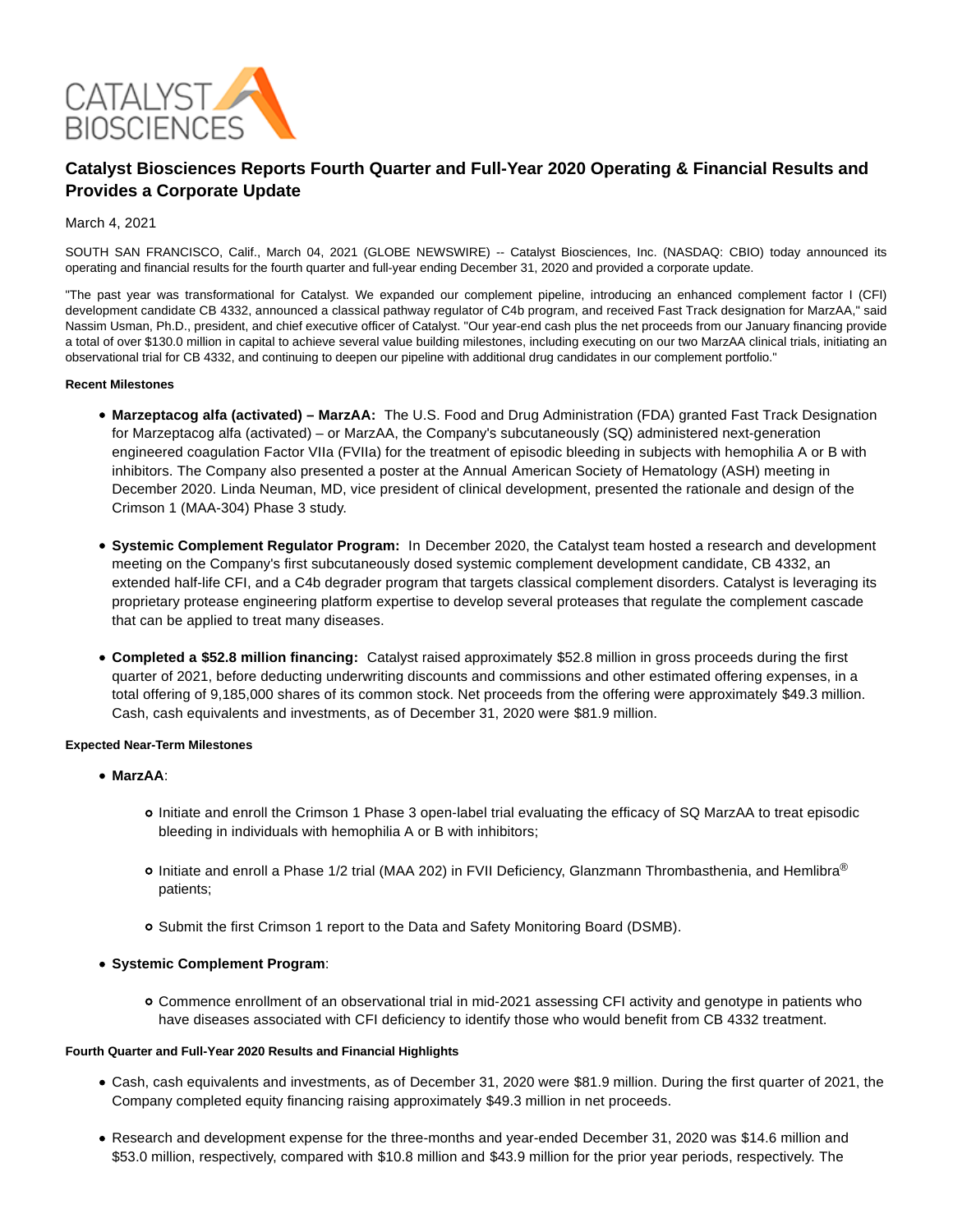# Catalyst Biosciences Reports Fourth Quarter and Full-Year 2020 Operating & Financial Results and Provides a Corporate Update

March 4, 2021

SOUTH SAN FRANCISCO, Calif., March 04, 2021 (GLOBE NEWSWIRE) -- Catalyst Biosciences, Inc. (NASDAQ: CBIO) today announced its operating and financial results for the fourth quarter and full-year ending December 31, 2020 and provided a corporate update.

"The past year was transformational for Catalyst. We expanded our complement pipeline, introducing an enhanced complement factor I (CFI) development candidate CB 4332, announced a classical pathway regulator of C4b program, and received Fast Track designation for MarzAA," said Nassim Usman, Ph.D., president, and chief executive officer of Catalyst. "Our year-end cash plus the net proceeds from our January financing provide a total of over $130.0 million in capital to achieve several value building milestones, including executing on our two MarzAA clinical trials, initiating an observational trial for CB 4332, and continuing to deepen our pipeline with additional drug candidates in our complement portfolio."

#### Recent Milestones

- **Marzeptacog alfa (activated) – MarzAA:** The U.S. Food and Drug Administration (FDA) granted Fast Track Designation for Marzeptacog alfa (activated) – or MarzAA, the Company's subcutaneously (SQ) administered next-generation engineered coagulation Factor VIIa (FVIIa) for the treatment of episodic bleeding in subjects with hemophilia A or B with inhibitors. The Company also presented a poster at the Annual American Society of Hematology (ASH) meeting in December 2020. Linda Neuman, MD, vice president of clinical development, presented the rationale and design of the Crimson 1 (MAA-304) Phase 3 study.
- **Systemic Complement Regulator Program:** In December 2020, the Catalyst team hosted a research and development meeting on the Company's first subcutaneously dosed systemic complement development candidate, CB 4332, an extended half-life CFI, and a C4b degrader program that targets classical complement disorders. Catalyst is leveraging its proprietary protease engineering platform expertise to develop several proteases that regulate the complement cascade that can be applied to treat many diseases.
- **Completed a $52.8 million financing:** Catalyst raised approximately $52.8 million in gross proceeds during the first quarter of 2021, before deducting underwriting discounts and commissions and other estimated offering expenses, in a total offering of 9,185,000 shares of its common stock. Net proceeds from the offering were approximately $49.3 million. Cash, cash equivalents and investments, as of December 31, 2020 were $81.9 million.

#### Expected Near-Term Milestones

- **MarzAA**:
  - Initiate and enroll the Crimson 1 Phase 3 open-label trial evaluating the efficacy of SQ MarzAA to treat episodic bleeding in individuals with hemophilia A or B with inhibitors;
  - Initiate and enroll a Phase 1/2 trial (MAA 202) in FVII Deficiency, Glanzmann Thrombasthenia, and Hemlibra® patients;
  - Submit the first Crimson 1 report to the Data and Safety Monitoring Board (DSMB).
- **Systemic Complement Program**:
  - Commence enrollment of an observational trial in mid-2021 assessing CFI activity and genotype in patients who have diseases associated with CFI deficiency to identify those who would benefit from CB 4332 treatment.

#### Fourth Quarter and Full-Year 2020 Results and Financial Highlights

- Cash, cash equivalents and investments, as of December 31, 2020 were $81.9 million. During the first quarter of 2021, the Company completed equity financing raising approximately $49.3 million in net proceeds.
- Research and development expense for the three-months and year-ended December 31, 2020 was $14.6 million and $53.0 million, respectively, compared with $10.8 million and $43.9 million for the prior year periods, respectively. The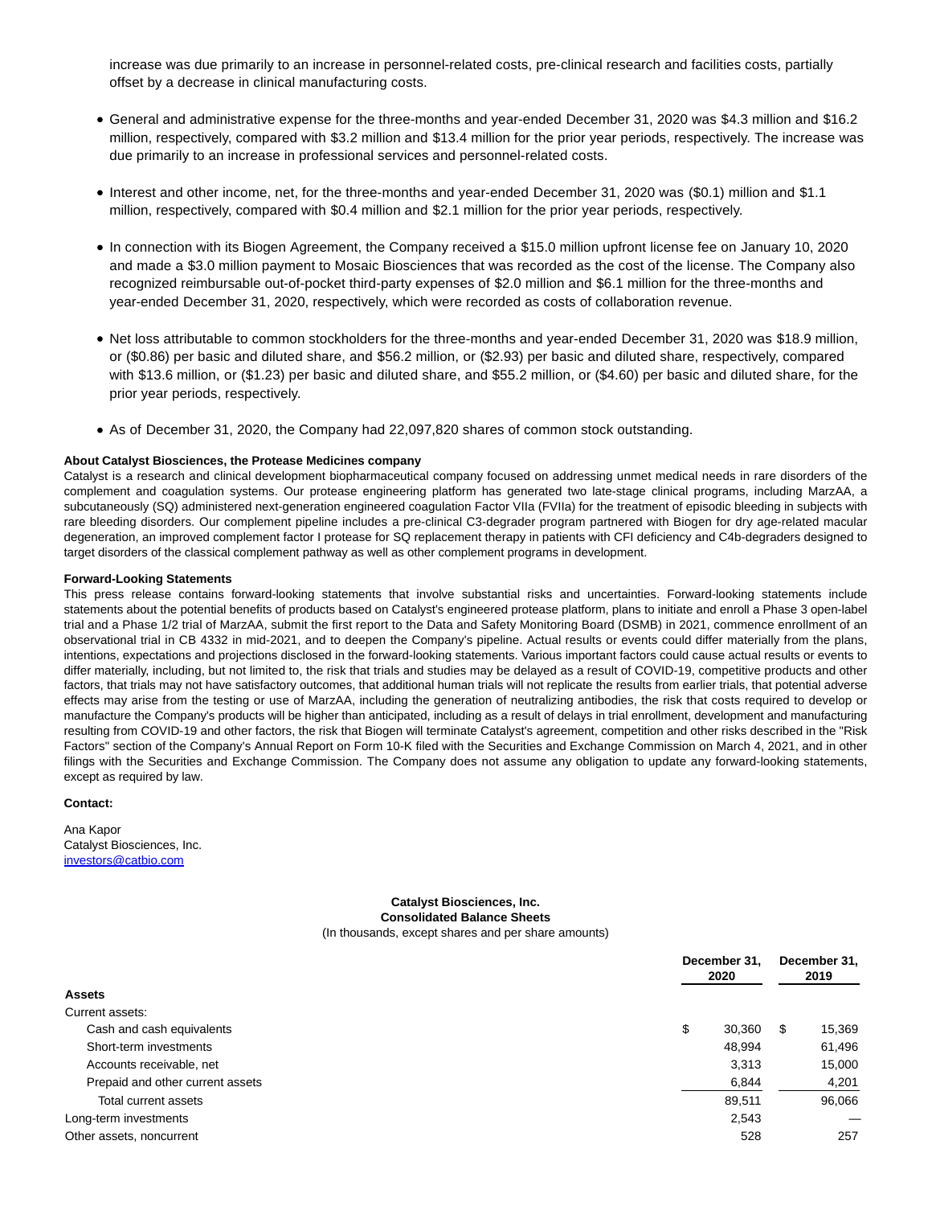increase was due primarily to an increase in personnel-related costs, pre-clinical research and facilities costs, partially offset by a decrease in clinical manufacturing costs.

- General and administrative expense for the three-months and year-ended December 31, 2020 was $4.3 million and $16.2 million, respectively, compared with $3.2 million and $13.4 million for the prior year periods, respectively. The increase was due primarily to an increase in professional services and personnel-related costs.
- Interest and other income, net, for the three-months and year-ended December 31, 2020 was ($0.1) million and $1.1 million, respectively, compared with $0.4 million and $2.1 million for the prior year periods, respectively.
- In connection with its Biogen Agreement, the Company received a $15.0 million upfront license fee on January 10, 2020 and made a $3.0 million payment to Mosaic Biosciences that was recorded as the cost of the license. The Company also recognized reimbursable out-of-pocket third-party expenses of $2.0 million and $6.1 million for the three-months and year-ended December 31, 2020, respectively, which were recorded as costs of collaboration revenue.
- Net loss attributable to common stockholders for the three-months and year-ended December 31, 2020 was $18.9 million, or ($0.86) per basic and diluted share, and $56.2 million, or ($2.93) per basic and diluted share, respectively, compared with $13.6 million, or ($1.23) per basic and diluted share, and $55.2 million, or ($4.60) per basic and diluted share, for the prior year periods, respectively.
- As of December 31, 2020, the Company had 22,097,820 shares of common stock outstanding.

**About Catalyst Biosciences, the Protease Medicines company**

Catalyst is a research and clinical development biopharmaceutical company focused on addressing unmet medical needs in rare disorders of the complement and coagulation systems. Our protease engineering platform has generated two late-stage clinical programs, including MarzAA, a subcutaneously (SQ) administered next-generation engineered coagulation Factor VIIa (FVIIa) for the treatment of episodic bleeding in subjects with rare bleeding disorders. Our complement pipeline includes a pre-clinical C3-degrader program partnered with Biogen for dry age-related macular degeneration, an improved complement factor I protease for SQ replacement therapy in patients with CFI deficiency and C4b-degraders designed to target disorders of the classical complement pathway as well as other complement programs in development.

**Forward-Looking Statements**

This press release contains forward-looking statements that involve substantial risks and uncertainties. Forward-looking statements include statements about the potential benefits of products based on Catalyst's engineered protease platform, plans to initiate and enroll a Phase 3 open-label trial and a Phase 1/2 trial of MarzAA, submit the first report to the Data and Safety Monitoring Board (DSMB) in 2021, commence enrollment of an observational trial in CB 4332 in mid-2021, and to deepen the Company's pipeline. Actual results or events could differ materially from the plans, intentions, expectations and projections disclosed in the forward-looking statements. Various important factors could cause actual results or events to differ materially, including, but not limited to, the risk that trials and studies may be delayed as a result of COVID-19, competitive products and other factors, that trials may not have satisfactory outcomes, that additional human trials will not replicate the results from earlier trials, that potential adverse effects may arise from the testing or use of MarzAA, including the generation of neutralizing antibodies, the risk that costs required to develop or manufacture the Company's products will be higher than anticipated, including as a result of delays in trial enrollment, development and manufacturing resulting from COVID-19 and other factors, the risk that Biogen will terminate Catalyst's agreement, competition and other risks described in the "Risk Factors" section of the Company's Annual Report on Form 10-K filed with the Securities and Exchange Commission on March 4, 2021, and in other filings with the Securities and Exchange Commission. The Company does not assume any obligation to update any forward-looking statements, except as required by law.

**Contact:**

Ana Kapor
Catalyst Biosciences, Inc.
investors@catbio.com

**Catalyst Biosciences, Inc.**
**Consolidated Balance Sheets**
(In thousands, except shares and per share amounts)

| | December 31, 2020 | December 31, 2019 |
|---|---|---|
| **Assets** | | |
| Current assets: | | |
| Cash and cash equivalents | $ 30,360 | $ 15,369 |
| Short-term investments | 48,994 | 61,496 |
| Accounts receivable, net | 3,313 | 15,000 |
| Prepaid and other current assets | 6,844 | 4,201 |
| Total current assets | 89,511 | 96,066 |
| Long-term investments | 2,543 | — |
| Other assets, noncurrent | 528 | 257 |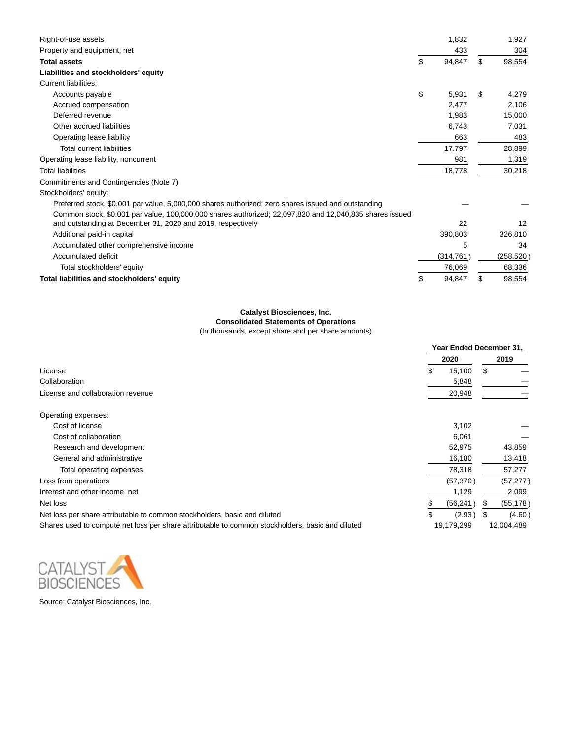| | | |
|---|---|---|
| Right-of-use assets | 1,832 | 1,927 |
| Property and equipment, net | 433 | 304 |
| **Total assets** | $ 94,847 | $ 98,554 |
| **Liabilities and stockholders' equity** | | |
| Current liabilities: | | |
| Accounts payable | $ 5,931 | $ 4,279 |
| Accrued compensation | 2,477 | 2,106 |
| Deferred revenue | 1,983 | 15,000 |
| Other accrued liabilities | 6,743 | 7,031 |
| Operating lease liability | 663 | 483 |
| Total current liabilities | 17.797 | 28,899 |
| Operating lease liability, noncurrent | 981 | 1,319 |
| Total liabilities | 18,778 | 30,218 |
| Commitments and Contingencies (Note 7) | | |
| Stockholders' equity: | | |
| Preferred stock, $0.001 par value, 5,000,000 shares authorized; zero shares issued and outstanding | — | — |
| Common stock, $0.001 par value, 100,000,000 shares authorized; 22,097,820 and 12,040,835 shares issued and outstanding at December 31, 2020 and 2019, respectively | 22 | 12 |
| Additional paid-in capital | 390,803 | 326,810 |
| Accumulated other comprehensive income | 5 | 34 |
| Accumulated deficit | (314,761) | (258,520) |
| Total stockholders' equity | 76,069 | 68,336 |
| **Total liabilities and stockholders' equity** | $ 94,847 | $ 98,554 |

**Catalyst Biosciences, Inc.**
**Consolidated Statements of Operations**
(In thousands, except share and per share amounts)

| | Year Ended December 31, | |
|---|---|---|
| | 2020 | 2019 |
| License | $ 15,100 | $ — |
| Collaboration | 5,848 | — |
| License and collaboration revenue | 20,948 | — |
| Operating expenses: | | |
| Cost of license | 3,102 | — |
| Cost of collaboration | 6,061 | — |
| Research and development | 52,975 | 43,859 |
| General and administrative | 16,180 | 13,418 |
| Total operating expenses | 78,318 | 57,277 |
| Loss from operations | (57,370) | (57,277) |
| Interest and other income, net | 1,129 | 2,099 |
| Net loss | $ (56,241) | $ (55,178) |
| Net loss per share attributable to common stockholders, basic and diluted | $ (2.93) | $ (4.60) |
| Shares used to compute net loss per share attributable to common stockholders, basic and diluted | 19,179,299 | 12,004,489 |

CATALYST BIOSCIENCES

Source: Catalyst Biosciences, Inc.